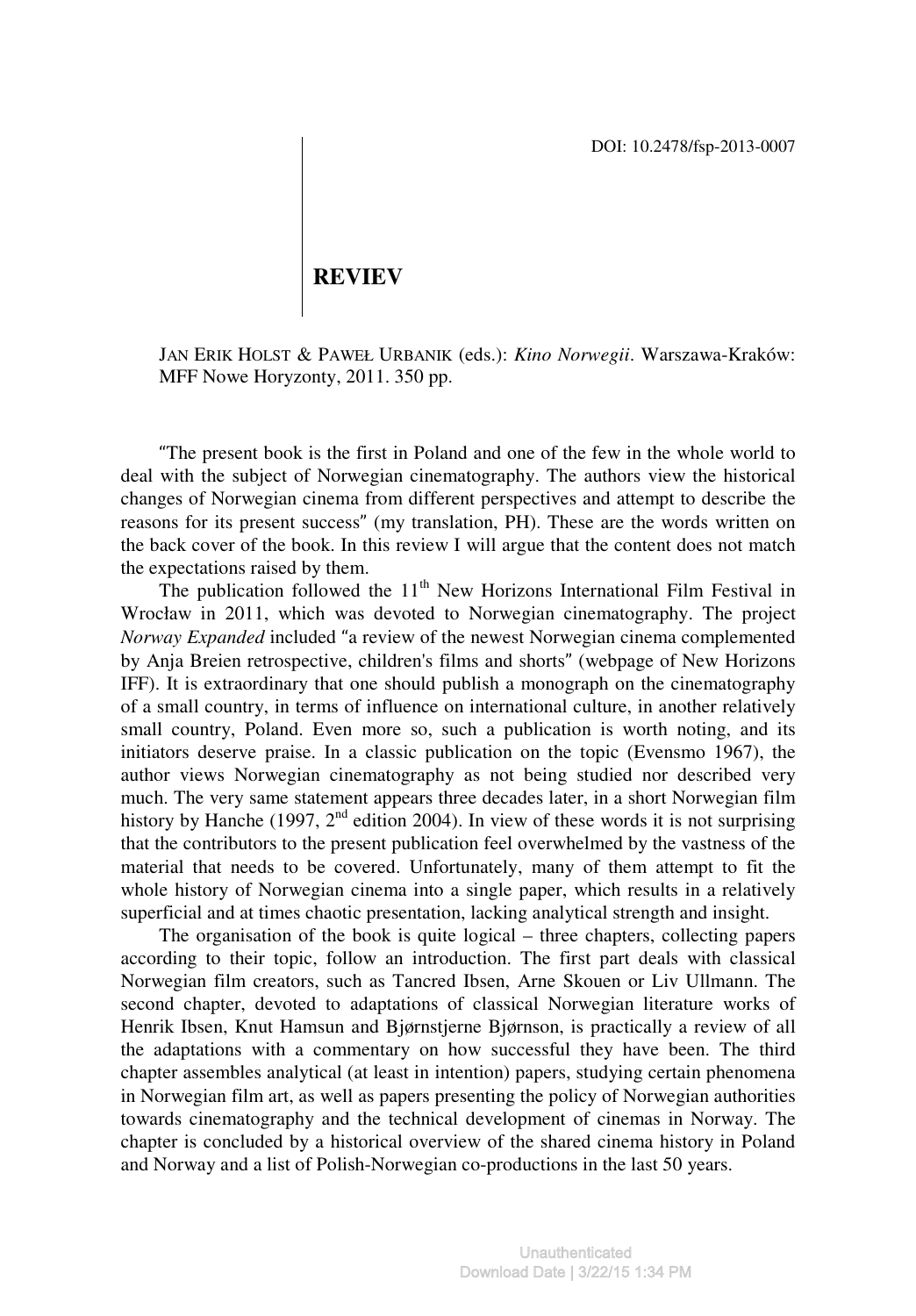DOI: 10.2478/fsp-2013-0007

# REVIEV

JAN ERIK HOLST & PAWEŁ URBANIK (eds.): *Kino Norwegii*. Warszawa-Kraków: MFF Nowe Horyzonty, 2011. 350 pp.

"The present book is the first in Poland and one of the few in the whole world to deal with the subject of Norwegian cinematography. The authors view the historical changes of Norwegian cinema from different perspectives and attempt to describe the reasons for its present success" (my translation, PH). These are the words written on the back cover of the book. In this review I will argue that the content does not match the expectations raised by them.

The publication followed the 11th New Horizons International Film Festival in Wrocław in 2011, which was devoted to Norwegian cinematography. The project *Norway Expanded* included "a review of the newest Norwegian cinema complemented by Anja Breien retrospective, children's films and shorts" (webpage of New Horizons IFF). It is extraordinary that one should publish a monograph on the cinematography of a small country, in terms of influence on international culture, in another relatively small country, Poland. Even more so, such a publication is worth noting, and its initiators deserve praise. In a classic publication on the topic (Evensmo 1967), the author views Norwegian cinematography as not being studied nor described very much. The very same statement appears three decades later, in a short Norwegian film history by Hanche (1997, 2nd edition 2004). In view of these words it is not surprising that the contributors to the present publication feel overwhelmed by the vastness of the material that needs to be covered. Unfortunately, many of them attempt to fit the whole history of Norwegian cinema into a single paper, which results in a relatively superficial and at times chaotic presentation, lacking analytical strength and insight.

The organisation of the book is quite logical – three chapters, collecting papers according to their topic, follow an introduction. The first part deals with classical Norwegian film creators, such as Tancred Ibsen, Arne Skouen or Liv Ullmann. The second chapter, devoted to adaptations of classical Norwegian literature works of Henrik Ibsen, Knut Hamsun and Bjørnstjerne Bjørnson, is practically a review of all the adaptations with a commentary on how successful they have been. The third chapter assembles analytical (at least in intention) papers, studying certain phenomena in Norwegian film art, as well as papers presenting the policy of Norwegian authorities towards cinematography and the technical development of cinemas in Norway. The chapter is concluded by a historical overview of the shared cinema history in Poland and Norway and a list of Polish-Norwegian co-productions in the last 50 years.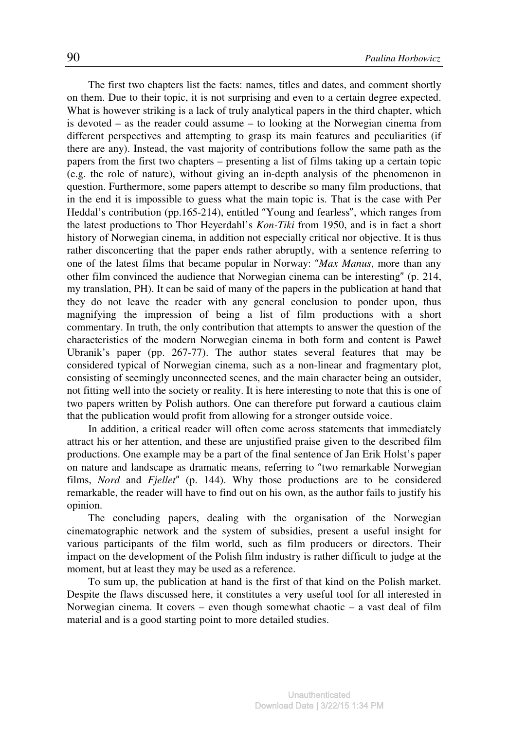The first two chapters list the facts: names, titles and dates, and comment shortly on them. Due to their topic, it is not surprising and even to a certain degree expected. What is however striking is a lack of truly analytical papers in the third chapter, which is devoted – as the reader could assume – to looking at the Norwegian cinema from different perspectives and attempting to grasp its main features and peculiarities (if there are any). Instead, the vast majority of contributions follow the same path as the papers from the first two chapters – presenting a list of films taking up a certain topic (e.g. the role of nature), without giving an in-depth analysis of the phenomenon in question. Furthermore, some papers attempt to describe so many film productions, that in the end it is impossible to guess what the main topic is. That is the case with Per Heddal's contribution (pp.165-214), entitled "Young and fearless", which ranges from the latest productions to Thor Heyerdahl's *Kon-Tiki* from 1950, and is in fact a short history of Norwegian cinema, in addition not especially critical nor objective. It is thus rather disconcerting that the paper ends rather abruptly, with a sentence referring to one of the latest films that became popular in Norway: "*Max Manus*, more than any other film convinced the audience that Norwegian cinema can be interesting" (p. 214, my translation, PH). It can be said of many of the papers in the publication at hand that they do not leave the reader with any general conclusion to ponder upon, thus magnifying the impression of being a list of film productions with a short commentary. In truth, the only contribution that attempts to answer the question of the characteristics of the modern Norwegian cinema in both form and content is Paweł Ubranik's paper (pp. 267-77). The author states several features that may be considered typical of Norwegian cinema, such as a non-linear and fragmentary plot, consisting of seemingly unconnected scenes, and the main character being an outsider, not fitting well into the society or reality. It is here interesting to note that this is one of two papers written by Polish authors. One can therefore put forward a cautious claim that the publication would profit from allowing for a stronger outside voice.

In addition, a critical reader will often come across statements that immediately attract his or her attention, and these are unjustified praise given to the described film productions. One example may be a part of the final sentence of Jan Erik Holst's paper on nature and landscape as dramatic means, referring to "two remarkable Norwegian films, *Nord* and *Fjellet*" (p. 144). Why those productions are to be considered remarkable, the reader will have to find out on his own, as the author fails to justify his opinion.

The concluding papers, dealing with the organisation of the Norwegian cinematographic network and the system of subsidies, present a useful insight for various participants of the film world, such as film producers or directors. Their impact on the development of the Polish film industry is rather difficult to judge at the moment, but at least they may be used as a reference.

To sum up, the publication at hand is the first of that kind on the Polish market. Despite the flaws discussed here, it constitutes a very useful tool for all interested in Norwegian cinema. It covers – even though somewhat chaotic – a vast deal of film material and is a good starting point to more detailed studies.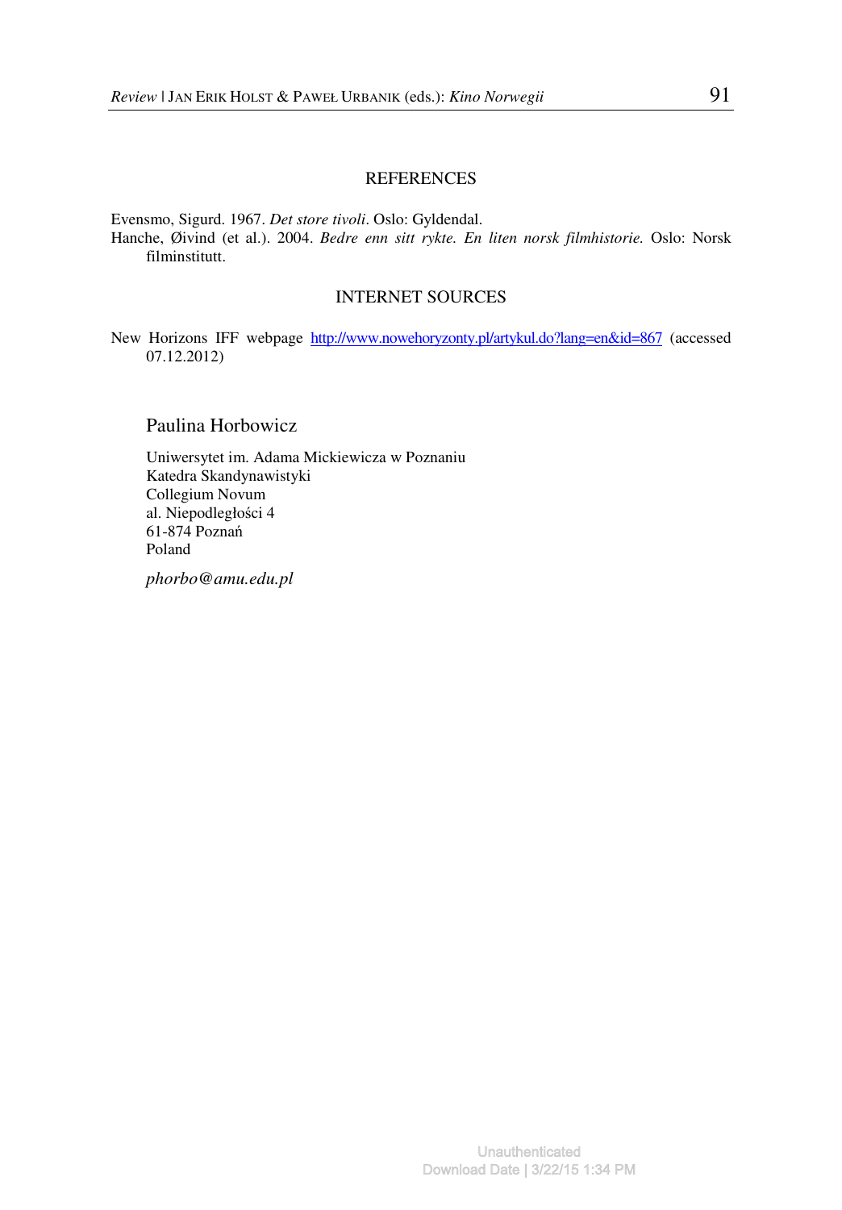## REFERENCES

Evensmo, Sigurd. 1967. *Det store tivoli*. Oslo: Gyldendal.

Hanche, Øivind (et al.). 2004. *Bedre enn sitt rykte. En liten norsk filmhistorie.* Oslo: Norsk filminstitutt.

## INTERNET SOURCES

New Horizons IFF webpage http://www.nowehoryzonty.pl/artykul.do?lang=en&id=867 (accessed 07.12.2012)

Paulina Horbowicz

Uniwersytet im. Adama Mickiewicza w Poznaniu
Katedra Skandynawistyki
Collegium Novum
al. Niepodległości 4
61-874 Poznań
Poland

*phorbo@amu.edu.pl*